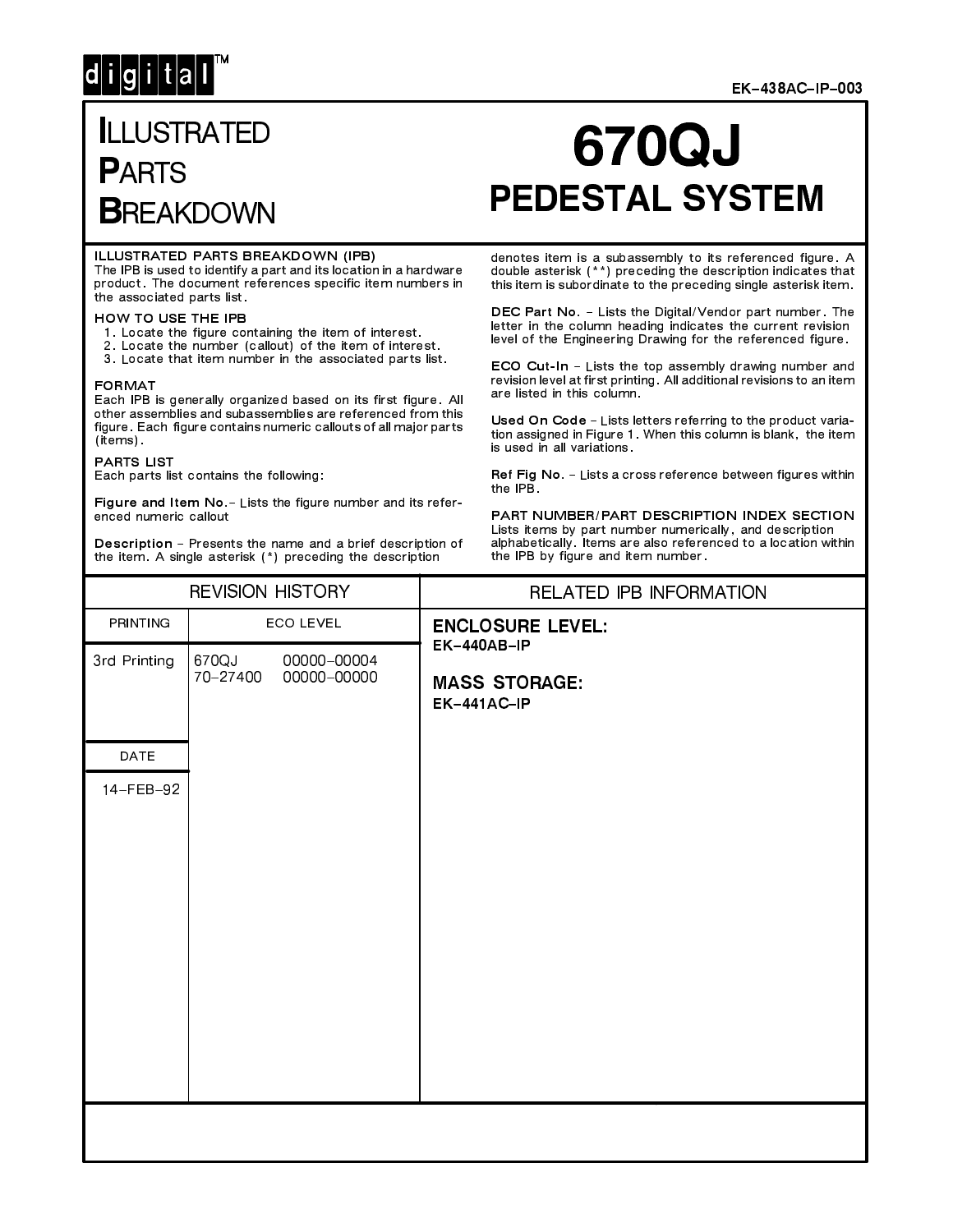digital™

EK–438AC–IP–003

# ILLUSTRATED PARTS BREAKDOWN

# 670QJ PEDESTAL SYSTEM

**ILLUSTRATED PARTS BREAKDOWN (IPB)**
The IPB is used to identify a part and its location in a hardware product. The document references specific item numbers in the associated parts list.

**HOW TO USE THE IPB**
1. Locate the figure containing the item of interest.
2. Locate the number (callout) of the item of interest.
3. Locate that item number in the associated parts list.

**FORMAT**
Each IPB is generally organized based on its first figure. All other assemblies and subassemblies are referenced from this figure. Each figure contains numeric callouts of all major parts (items).

**PARTS LIST**
Each parts list contains the following:

**Figure and Item No.** – Lists the figure number and its referenced numeric callout

**Description** – Presents the name and a brief description of the item. A single asterisk (*) preceding the description denotes item is a subassembly to its referenced figure. A double asterisk (**) preceding the description indicates that this item is subordinate to the preceding single asterisk item.

**DEC Part No.** – Lists the Digital/Vendor part number. The letter in the column heading indicates the current revision level of the Engineering Drawing for the referenced figure.

**ECO Cut-In** – Lists the top assembly drawing number and revision level at first printing. All additional revisions to an item are listed in this column.

**Used On Code** – Lists letters referring to the product variation assigned in Figure 1. When this column is blank, the item is used in all variations.

**Ref Fig No.** – Lists a cross reference between figures within the IPB.

**PART NUMBER/PART DESCRIPTION INDEX SECTION**
Lists items by part number numerically, and description alphabetically. Items are also referenced to a location within the IPB by figure and item number.

| REVISION HISTORY | | RELATED IPB INFORMATION |
|---|---|---|
| PRINTING | ECO LEVEL | **ENCLOSURE LEVEL:** EK–440AB–IP |
| 3rd Printing | 670QJ 00000–00004<br>70–27400 00000–00000 | **MASS STORAGE:** EK–441AC–IP |
| DATE | | |
| 14–FEB–92 | | |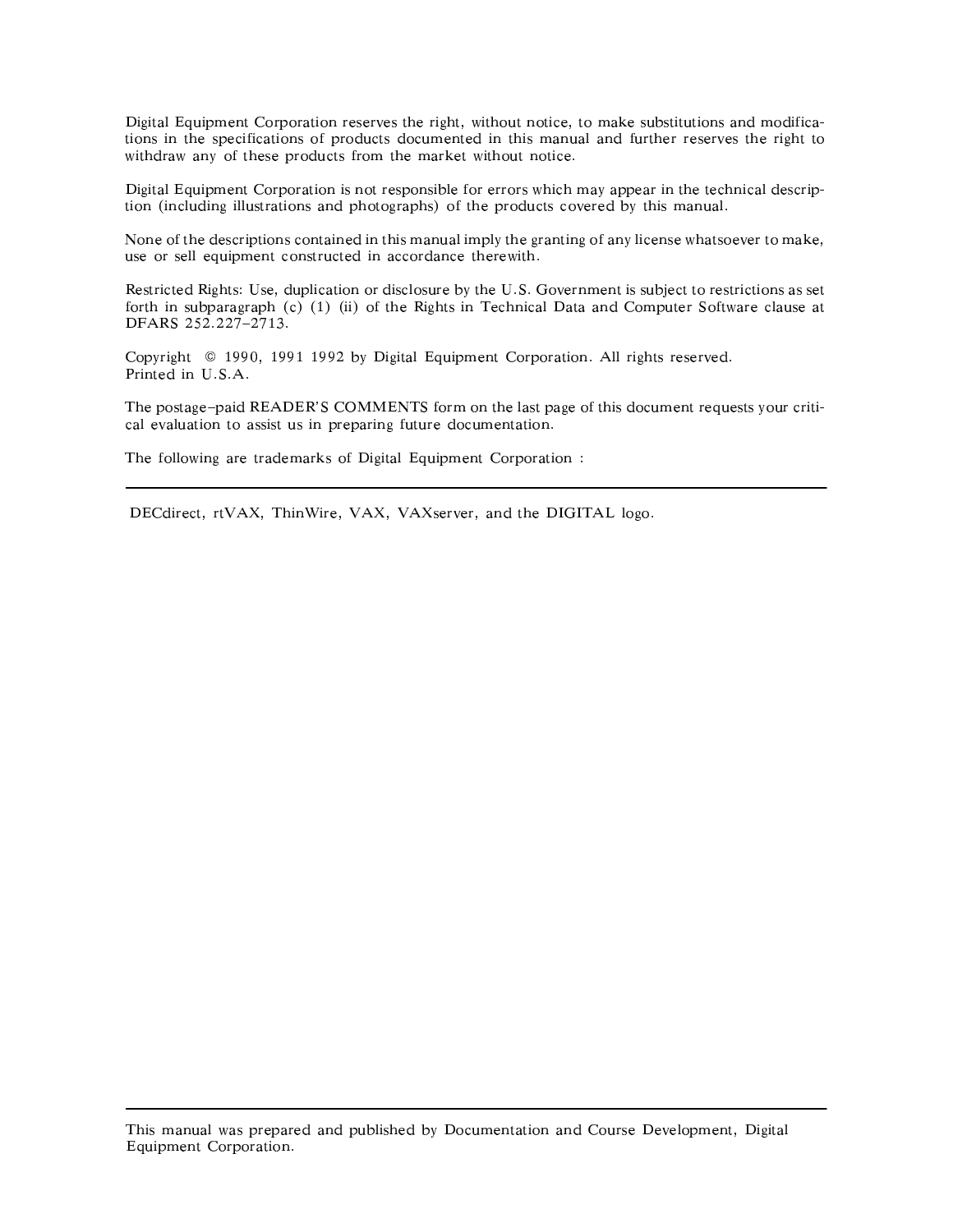Digital Equipment Corporation reserves the right, without notice, to make substitutions and modifications in the specifications of products documented in this manual and further reserves the right to withdraw any of these products from the market without notice.

Digital Equipment Corporation is not responsible for errors which may appear in the technical description (including illustrations and photographs) of the products covered by this manual.

None of the descriptions contained in this manual imply the granting of any license whatsoever to make, use or sell equipment constructed in accordance therewith.

Restricted Rights: Use, duplication or disclosure by the U.S. Government is subject to restrictions as set forth in subparagraph (c) (1) (ii) of the Rights in Technical Data and Computer Software clause at DFARS 252.227–2713.

Copyright © 1990, 1991 1992 by Digital Equipment Corporation. All rights reserved.
Printed in U.S.A.

The postage–paid READER'S COMMENTS form on the last page of this document requests your critical evaluation to assist us in preparing future documentation.

The following are trademarks of Digital Equipment Corporation :

---

DECdirect, rtVAX, ThinWire, VAX, VAXserver, and the DIGITAL logo.

---

This manual was prepared and published by Documentation and Course Development, Digital Equipment Corporation.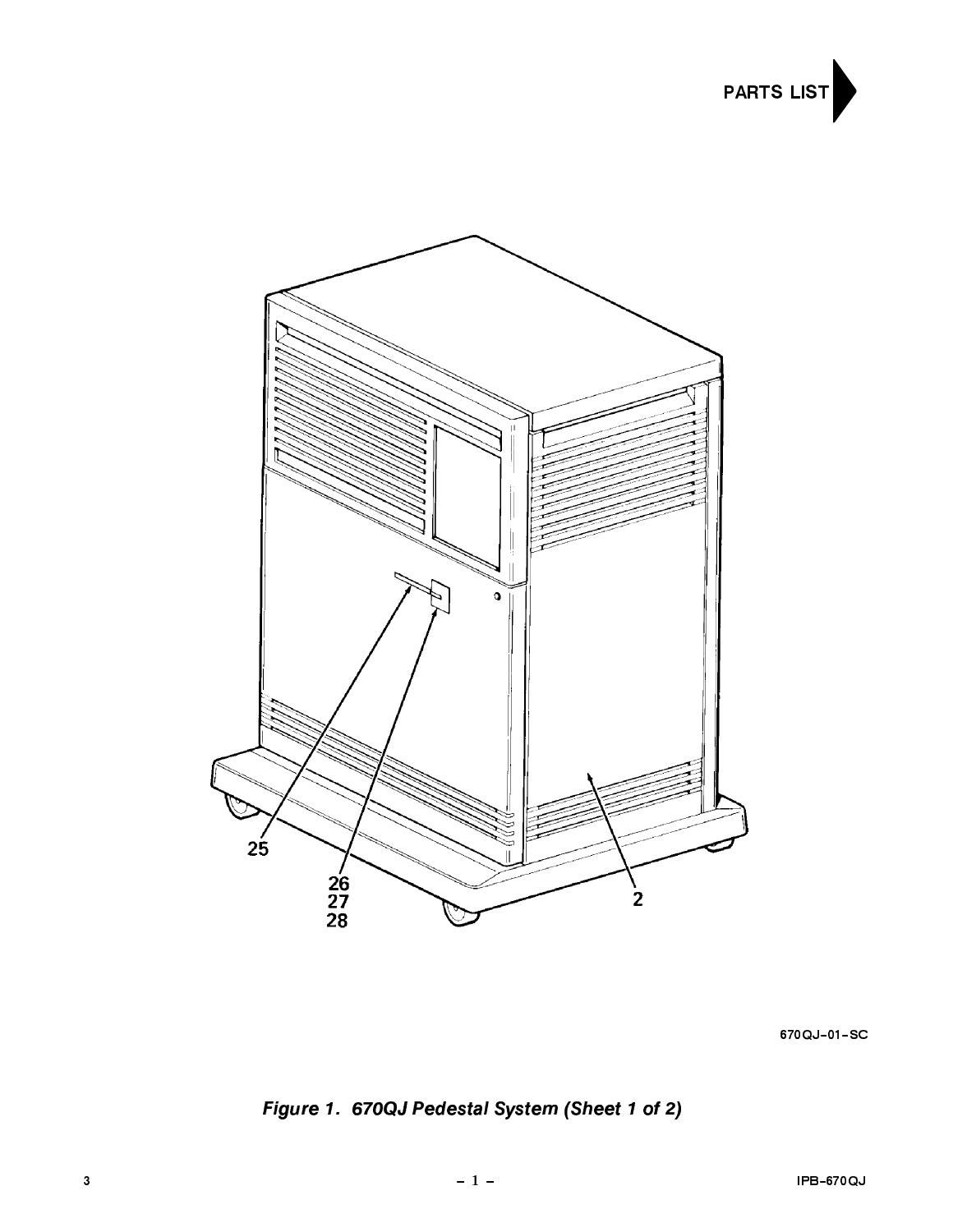Figure 1. 670QJ Pedestal System (Sheet 1 of 2)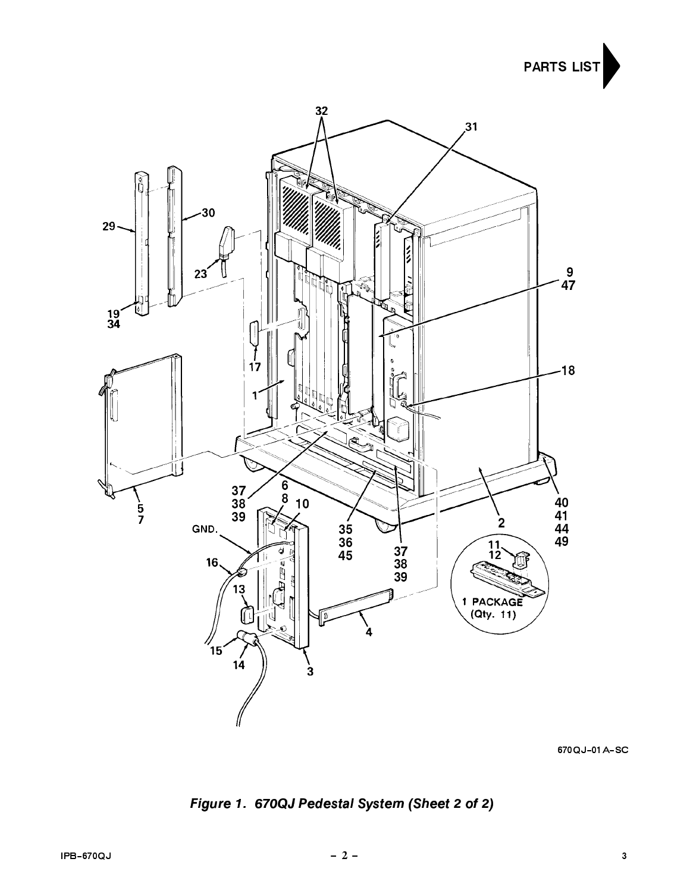PARTS LIST

Figure 1. 670QJ Pedestal System (Sheet 2 of 2)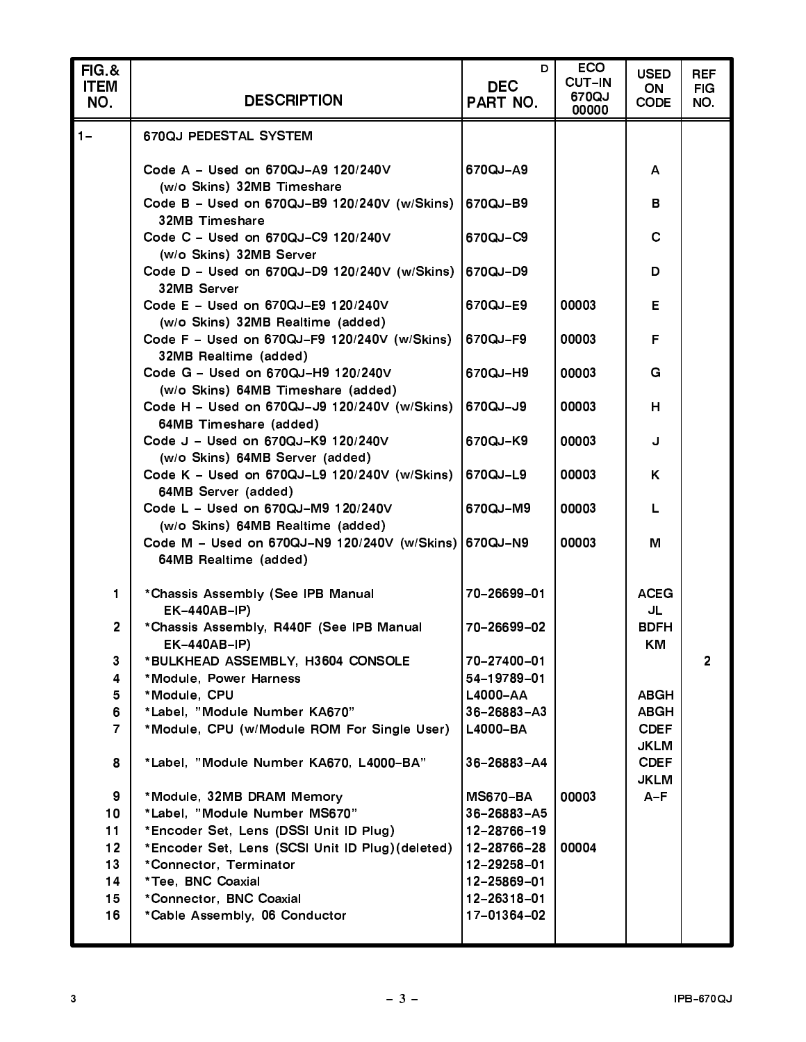| FIG.& ITEM NO. | DESCRIPTION | D DEC PART NO. | ECO CUT-IN 670QJ 00000 | USED ON CODE | REF FIG NO. |
|---|---|---|---|---|---|
| 1– | 670QJ PEDESTAL SYSTEM | | | | |
| | Code A – Used on 670QJ–A9 120/240V (w/o Skins) 32MB Timeshare | 670QJ–A9 | | A | |
| | Code B – Used on 670QJ–B9 120/240V (w/Skins) 32MB Timeshare | 670QJ–B9 | | B | |
| | Code C – Used on 670QJ–C9 120/240V (w/o Skins) 32MB Server | 670QJ–C9 | | C | |
| | Code D – Used on 670QJ–D9 120/240V (w/Skins) 32MB Server | 670QJ–D9 | | D | |
| | Code E – Used on 670QJ–E9 120/240V (w/o Skins) 32MB Realtime (added) | 670QJ–E9 | 00003 | E | |
| | Code F – Used on 670QJ–F9 120/240V (w/Skins) 32MB Realtime (added) | 670QJ–F9 | 00003 | F | |
| | Code G – Used on 670QJ–H9 120/240V (w/o Skins) 64MB Timeshare (added) | 670QJ–H9 | 00003 | G | |
| | Code H – Used on 670QJ–J9 120/240V (w/Skins) 64MB Timeshare (added) | 670QJ–J9 | 00003 | H | |
| | Code J – Used on 670QJ–K9 120/240V (w/o Skins) 64MB Server (added) | 670QJ–K9 | 00003 | J | |
| | Code K – Used on 670QJ–L9 120/240V (w/Skins) 64MB Server (added) | 670QJ–L9 | 00003 | K | |
| | Code L – Used on 670QJ–M9 120/240V (w/o Skins) 64MB Realtime (added) | 670QJ–M9 | 00003 | L | |
| | Code M – Used on 670QJ–N9 120/240V (w/Skins) 64MB Realtime (added) | 670QJ–N9 | 00003 | M | |
| 1 | *Chassis Assembly (See IPB Manual EK–440AB–IP) | 70–26699–01 | | ACEG JL | |
| 2 | *Chassis Assembly, R440F (See IPB Manual EK–440AB–IP) | 70–26699–02 | | BDFH KM | |
| 3 | *BULKHEAD ASSEMBLY, H3604 CONSOLE | 70–27400–01 | | | 2 |
| 4 | *Module, Power Harness | 54–19789–01 | | | |
| 5 | *Module, CPU | L4000–AA | | ABGH | |
| 6 | *Label, "Module Number KA670" | 36–26883–A3 | | ABGH | |
| 7 | *Module, CPU (w/Module ROM For Single User) | L4000–BA | | CDEF JKLM | |
| 8 | *Label, "Module Number KA670, L4000–BA" | 36–26883–A4 | | CDEF JKLM | |
| 9 | *Module, 32MB DRAM Memory | MS670–BA | 00003 | A–F | |
| 10 | *Label, "Module Number MS670" | 36–26883–A5 | | | |
| 11 | *Encoder Set, Lens (DSSI Unit ID Plug) | 12–28766–19 | | | |
| 12 | *Encoder Set, Lens (SCSI Unit ID Plug)(deleted) | 12–28766–28 | 00004 | | |
| 13 | *Connector, Terminator | 12–29258–01 | | | |
| 14 | *Tee, BNC Coaxial | 12–25869–01 | | | |
| 15 | *Connector, BNC Coaxial | 12–26318–01 | | | |
| 16 | *Cable Assembly, 06 Conductor | 17–01364–02 | | | |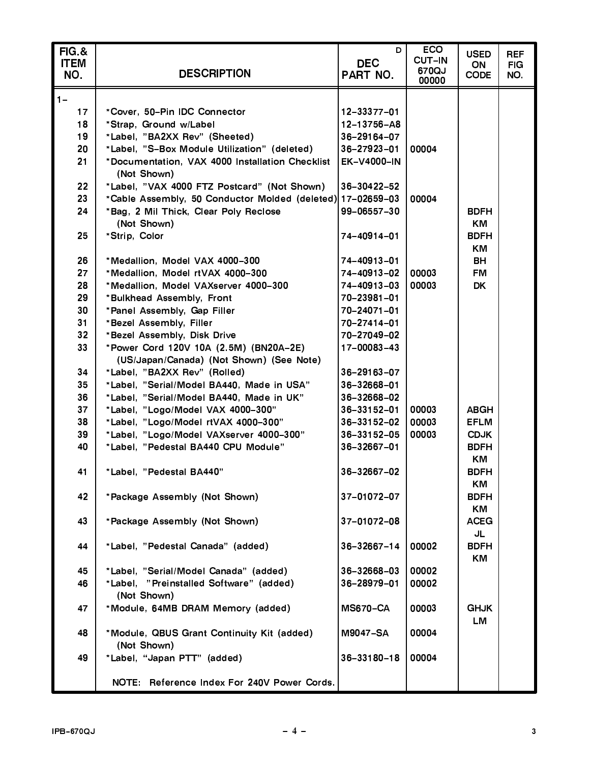| FIG.& ITEM NO. | DESCRIPTION | D DEC PART NO. | ECO CUT-IN 670QJ 00000 | USED ON CODE | REF FIG NO. |
|---|---|---|---|---|---|
| 1– | | | | | |
| 17 | *Cover, 50-Pin IDC Connector | 12-33377-01 | | | |
| 18 | *Strap, Ground w/Label | 12-13756-A8 | | | |
| 19 | *Label, "BA2XX Rev" (Sheeted) | 36-29164-07 | | | |
| 20 | *Label, "S-Box Module Utilization" (deleted) | 36-27923-01 | 00004 | | |
| 21 | *Documentation, VAX 4000 Installation Checklist (Not Shown) | EK-V4000-IN | | | |
| 22 | *Label, "VAX 4000 FTZ Postcard" (Not Shown) | 36-30422-52 | | | |
| 23 | *Cable Assembly, 50 Conductor Molded (deleted) | 17-02659-03 | 00004 | | |
| 24 | *Bag, 2 Mil Thick, Clear Poly Reclose (Not Shown) | 99-06557-30 | | BDFH KM | |
| 25 | *Strip, Color | 74-40914-01 | | BDFH KM | |
| 26 | *Medallion, Model VAX 4000-300 | 74-40913-01 | | BH | |
| 27 | *Medallion, Model rtVAX 4000-300 | 74-40913-02 | 00003 | FM | |
| 28 | *Medallion, Model VAXserver 4000-300 | 74-40913-03 | 00003 | DK | |
| 29 | *Bulkhead Assembly, Front | 70-23981-01 | | | |
| 30 | *Panel Assembly, Gap Filler | 70-24071-01 | | | |
| 31 | *Bezel Assembly, Filler | 70-27414-01 | | | |
| 32 | *Bezel Assembly, Disk Drive | 70-27049-02 | | | |
| 33 | *Power Cord 120V 10A (2.5M) (BN20A-2E) (US/Japan/Canada) (Not Shown) (See Note) | 17-00083-43 | | | |
| 34 | *Label, "BA2XX Rev" (Rolled) | 36-29163-07 | | | |
| 35 | *Label, "Serial/Model BA440, Made in USA" | 36-32668-01 | | | |
| 36 | *Label, "Serial/Model BA440, Made in UK" | 36-32668-02 | | | |
| 37 | *Label, "Logo/Model VAX 4000-300" | 36-33152-01 | 00003 | ABGH | |
| 38 | *Label, "Logo/Model rtVAX 4000-300" | 36-33152-02 | 00003 | EFLM | |
| 39 | *Label, "Logo/Model VAXserver 4000-300" | 36-33152-05 | 00003 | CDJK | |
| 40 | *Label, "Pedestal BA440 CPU Module" | 36-32667-01 | | BDFH KM | |
| 41 | *Label, "Pedestal BA440" | 36-32667-02 | | BDFH KM | |
| 42 | *Package Assembly (Not Shown) | 37-01072-07 | | BDFH KM | |
| 43 | *Package Assembly (Not Shown) | 37-01072-08 | | ACEG JL | |
| 44 | *Label, "Pedestal Canada" (added) | 36-32667-14 | 00002 | BDFH KM | |
| 45 | *Label, "Serial/Model Canada" (added) | 36-32668-03 | 00002 | | |
| 46 | *Label, "Preinstalled Software" (added) (Not Shown) | 36-28979-01 | 00002 | | |
| 47 | *Module, 64MB DRAM Memory (added) | MS670-CA | 00003 | GHJK LM | |
| 48 | *Module, QBUS Grant Continuity Kit (added) (Not Shown) | M9047-SA | 00004 | | |
| 49 | *Label, "Japan PTT" (added) | 36-33180-18 | 00004 | | |
| | NOTE: Reference Index For 240V Power Cords. | | | | |